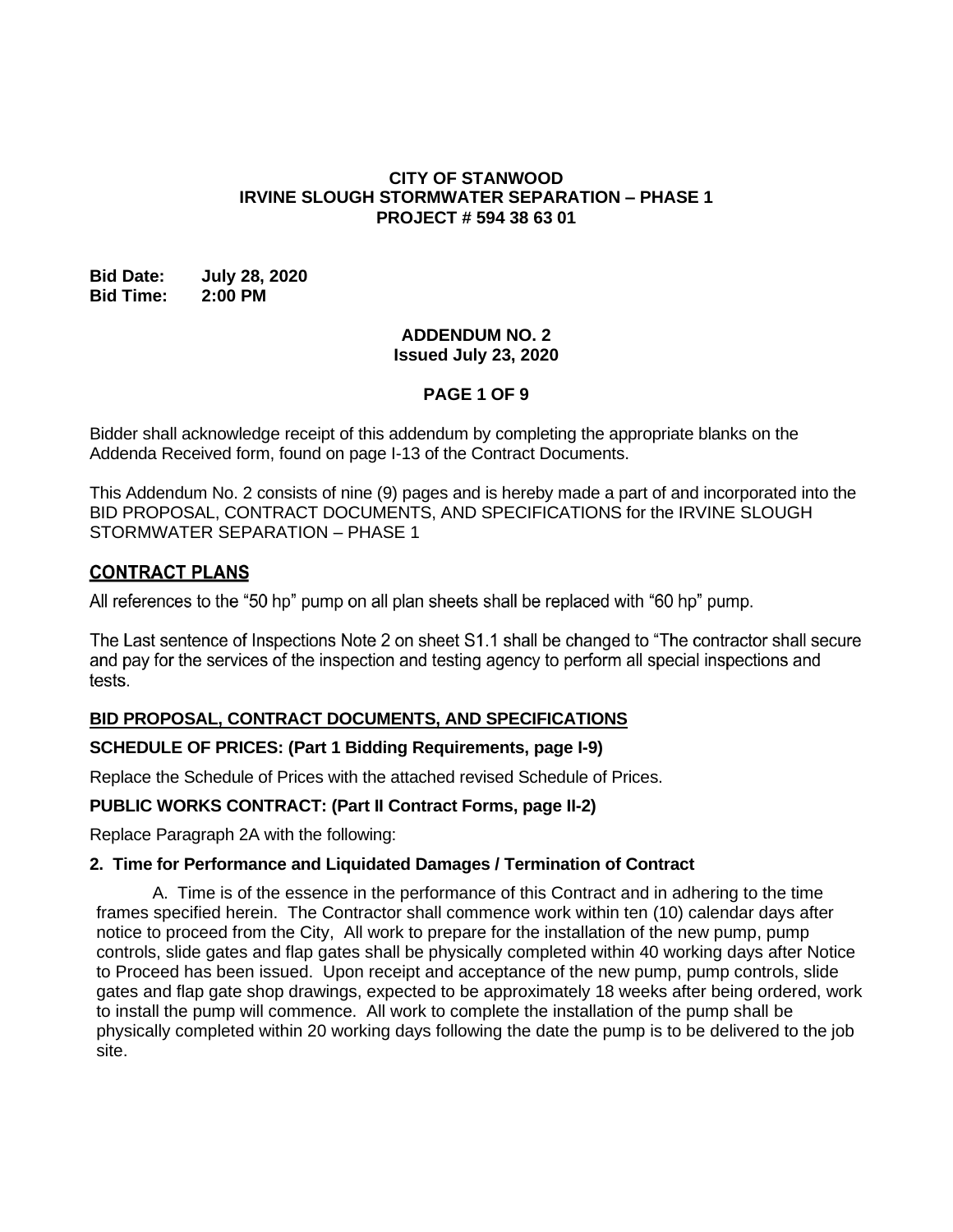**CITY OF STANWOOD**
**IRVINE SLOUGH STORMWATER SEPARATION – PHASE 1**
**PROJECT # 594 38 63 01**

**Bid Date:** **July 28, 2020**
**Bid Time:** **2:00 PM**

**ADDENDUM NO. 2**
**Issued July 23, 2020**

**PAGE 1 OF 9**

Bidder shall acknowledge receipt of this addendum by completing the appropriate blanks on the Addenda Received form, found on page I-13 of the Contract Documents.

This Addendum No. 2 consists of nine (9) pages and is hereby made a part of and incorporated into the BID PROPOSAL, CONTRACT DOCUMENTS, AND SPECIFICATIONS for the IRVINE SLOUGH STORMWATER SEPARATION – PHASE 1

## CONTRACT PLANS

All references to the "50 hp" pump on all plan sheets shall be replaced with "60 hp" pump.

The Last sentence of Inspections Note 2 on sheet S1.1 shall be changed to "The contractor shall secure and pay for the services of the inspection and testing agency to perform all special inspections and tests.

## BID PROPOSAL, CONTRACT DOCUMENTS, AND SPECIFICATIONS

### SCHEDULE OF PRICES: (Part 1 Bidding Requirements, page I-9)

Replace the Schedule of Prices with the attached revised Schedule of Prices.

### PUBLIC WORKS CONTRACT: (Part II Contract Forms, page II-2)

Replace Paragraph 2A with the following:

### 2. Time for Performance and Liquidated Damages / Termination of Contract

A. Time is of the essence in the performance of this Contract and in adhering to the time frames specified herein. The Contractor shall commence work within ten (10) calendar days after notice to proceed from the City, All work to prepare for the installation of the new pump, pump controls, slide gates and flap gates shall be physically completed within 40 working days after Notice to Proceed has been issued. Upon receipt and acceptance of the new pump, pump controls, slide gates and flap gate shop drawings, expected to be approximately 18 weeks after being ordered, work to install the pump will commence. All work to complete the installation of the pump shall be physically completed within 20 working days following the date the pump is to be delivered to the job site.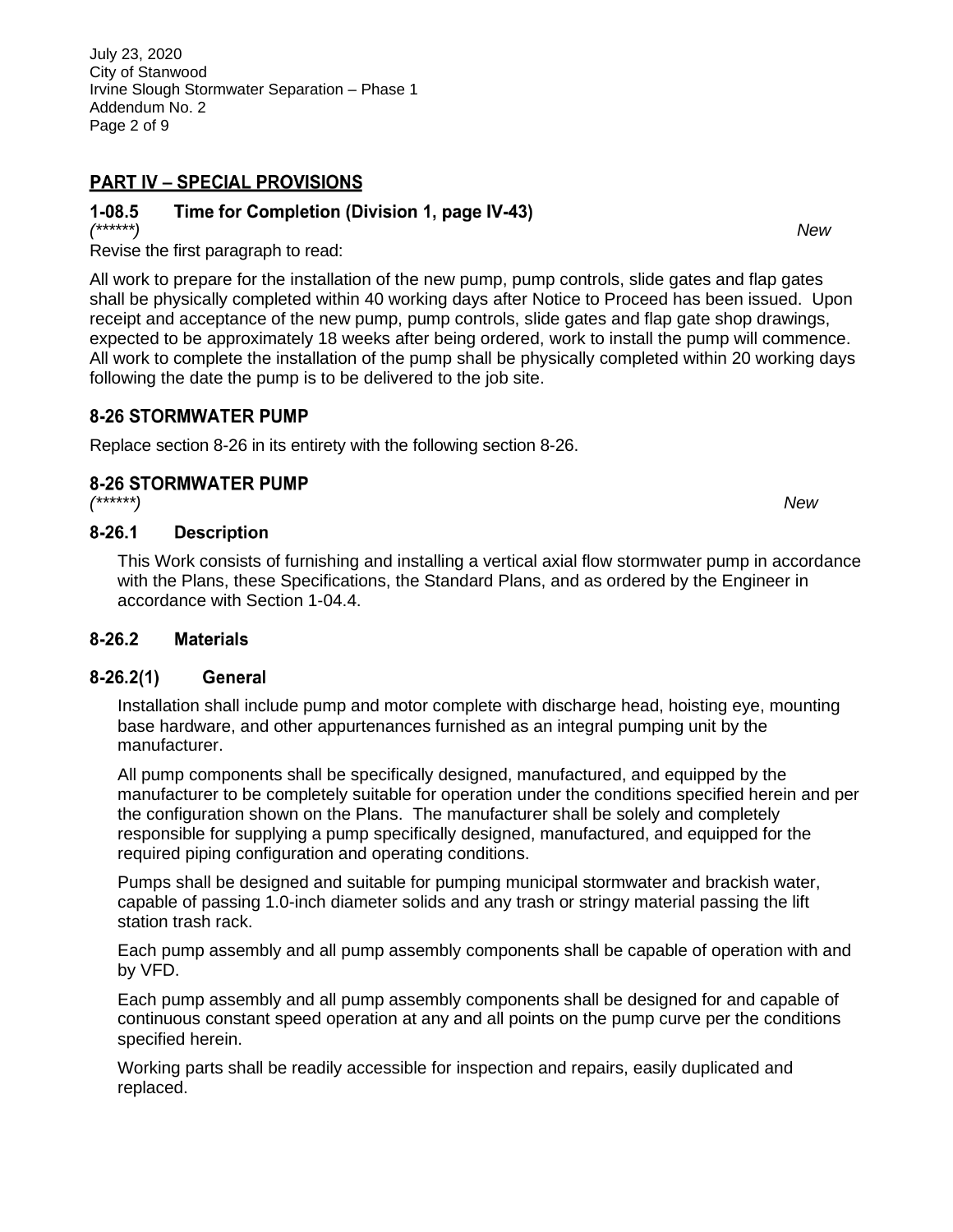## PART IV – SPECIAL PROVISIONS

### 1-08.5 Time for Completion (Division 1, page IV-43)

*(******)* *New*

Revise the first paragraph to read:

All work to prepare for the installation of the new pump, pump controls, slide gates and flap gates shall be physically completed within 40 working days after Notice to Proceed has been issued. Upon receipt and acceptance of the new pump, pump controls, slide gates and flap gate shop drawings, expected to be approximately 18 weeks after being ordered, work to install the pump will commence. All work to complete the installation of the pump shall be physically completed within 20 working days following the date the pump is to be delivered to the job site.

### 8-26 STORMWATER PUMP

Replace section 8-26 in its entirety with the following section 8-26.

### 8-26 STORMWATER PUMP

*(******)* *New*

### 8-26.1 Description

This Work consists of furnishing and installing a vertical axial flow stormwater pump in accordance with the Plans, these Specifications, the Standard Plans, and as ordered by the Engineer in accordance with Section 1-04.4.

### 8-26.2 Materials

### 8-26.2(1) General

Installation shall include pump and motor complete with discharge head, hoisting eye, mounting base hardware, and other appurtenances furnished as an integral pumping unit by the manufacturer.

All pump components shall be specifically designed, manufactured, and equipped by the manufacturer to be completely suitable for operation under the conditions specified herein and per the configuration shown on the Plans. The manufacturer shall be solely and completely responsible for supplying a pump specifically designed, manufactured, and equipped for the required piping configuration and operating conditions.

Pumps shall be designed and suitable for pumping municipal stormwater and brackish water, capable of passing 1.0-inch diameter solids and any trash or stringy material passing the lift station trash rack.

Each pump assembly and all pump assembly components shall be capable of operation with and by VFD.

Each pump assembly and all pump assembly components shall be designed for and capable of continuous constant speed operation at any and all points on the pump curve per the conditions specified herein.

Working parts shall be readily accessible for inspection and repairs, easily duplicated and replaced.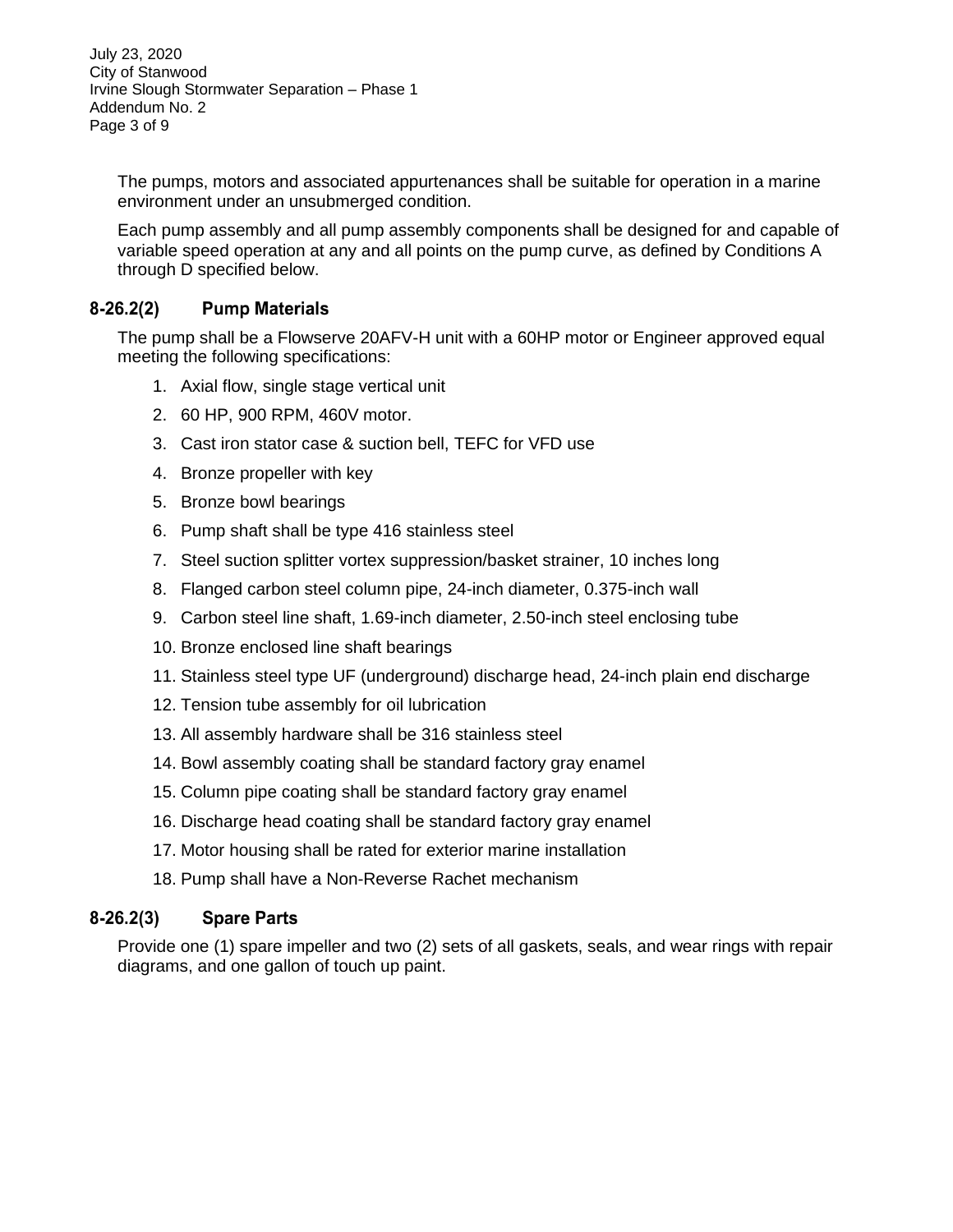The pumps, motors and associated appurtenances shall be suitable for operation in a marine environment under an unsubmerged condition.

Each pump assembly and all pump assembly components shall be designed for and capable of variable speed operation at any and all points on the pump curve, as defined by Conditions A through D specified below.

### 8-26.2(2) Pump Materials

The pump shall be a Flowserve 20AFV-H unit with a 60HP motor or Engineer approved equal meeting the following specifications:

1. Axial flow, single stage vertical unit
2. 60 HP, 900 RPM, 460V motor.
3. Cast iron stator case & suction bell, TEFC for VFD use
4. Bronze propeller with key
5. Bronze bowl bearings
6. Pump shaft shall be type 416 stainless steel
7. Steel suction splitter vortex suppression/basket strainer, 10 inches long
8. Flanged carbon steel column pipe, 24-inch diameter, 0.375-inch wall
9. Carbon steel line shaft, 1.69-inch diameter, 2.50-inch steel enclosing tube
10. Bronze enclosed line shaft bearings
11. Stainless steel type UF (underground) discharge head, 24-inch plain end discharge
12. Tension tube assembly for oil lubrication
13. All assembly hardware shall be 316 stainless steel
14. Bowl assembly coating shall be standard factory gray enamel
15. Column pipe coating shall be standard factory gray enamel
16. Discharge head coating shall be standard factory gray enamel
17. Motor housing shall be rated for exterior marine installation
18. Pump shall have a Non-Reverse Rachet mechanism

### 8-26.2(3) Spare Parts

Provide one (1) spare impeller and two (2) sets of all gaskets, seals, and wear rings with repair diagrams, and one gallon of touch up paint.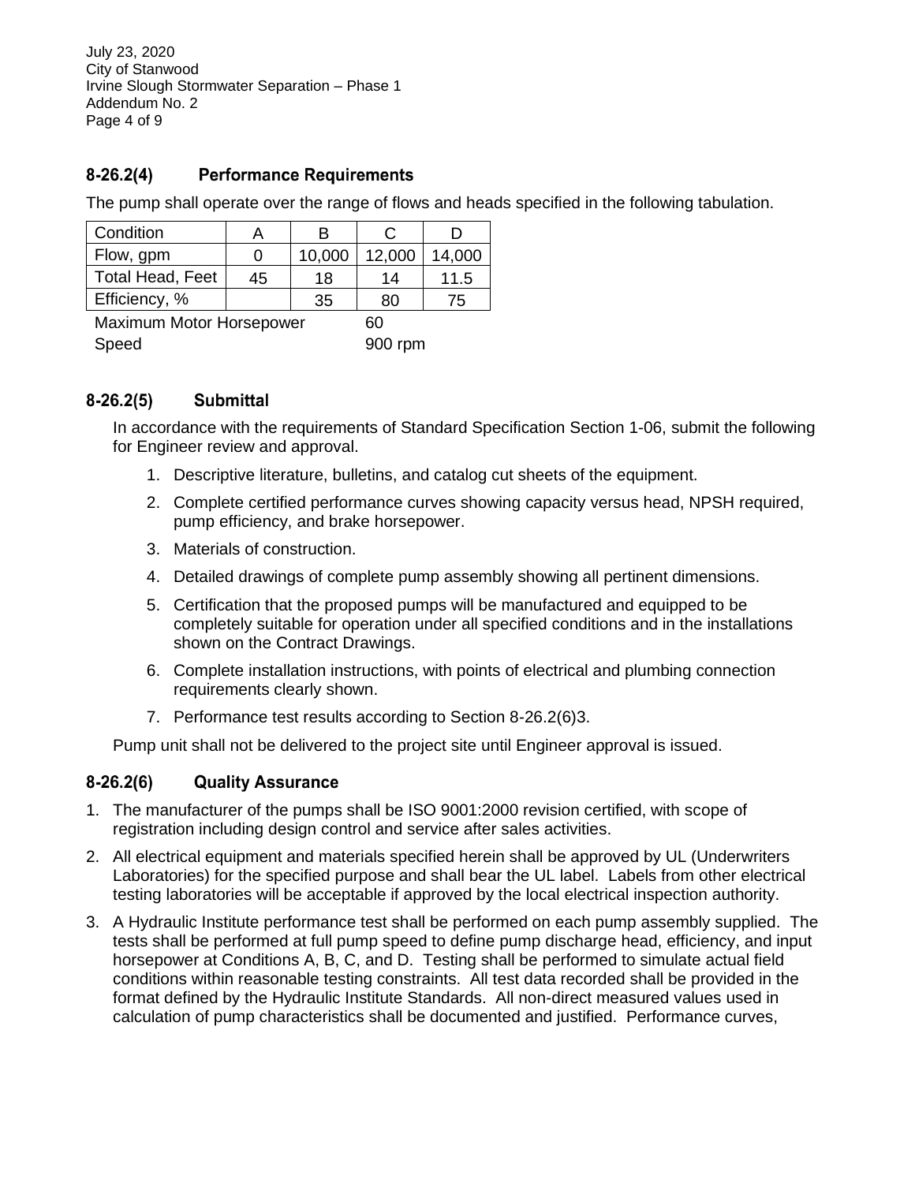### 8-26.2(4) Performance Requirements

The pump shall operate over the range of flows and heads specified in the following tabulation.

| Condition | A | B | C | D |
|---|---|---|---|---|
| Flow, gpm | 0 | 10,000 | 12,000 | 14,000 |
| Total Head, Feet | 45 | 18 | 14 | 11.5 |
| Efficiency, % | | 35 | 80 | 75 |

Maximum Motor Horsepower 60

Speed 900 rpm

### 8-26.2(5) Submittal

In accordance with the requirements of Standard Specification Section 1-06, submit the following for Engineer review and approval.

1. Descriptive literature, bulletins, and catalog cut sheets of the equipment.
2. Complete certified performance curves showing capacity versus head, NPSH required, pump efficiency, and brake horsepower.
3. Materials of construction.
4. Detailed drawings of complete pump assembly showing all pertinent dimensions.
5. Certification that the proposed pumps will be manufactured and equipped to be completely suitable for operation under all specified conditions and in the installations shown on the Contract Drawings.
6. Complete installation instructions, with points of electrical and plumbing connection requirements clearly shown.
7. Performance test results according to Section 8-26.2(6)3.

Pump unit shall not be delivered to the project site until Engineer approval is issued.

### 8-26.2(6) Quality Assurance

1. The manufacturer of the pumps shall be ISO 9001:2000 revision certified, with scope of registration including design control and service after sales activities.
2. All electrical equipment and materials specified herein shall be approved by UL (Underwriters Laboratories) for the specified purpose and shall bear the UL label. Labels from other electrical testing laboratories will be acceptable if approved by the local electrical inspection authority.
3. A Hydraulic Institute performance test shall be performed on each pump assembly supplied. The tests shall be performed at full pump speed to define pump discharge head, efficiency, and input horsepower at Conditions A, B, C, and D. Testing shall be performed to simulate actual field conditions within reasonable testing constraints. All test data recorded shall be provided in the format defined by the Hydraulic Institute Standards. All non-direct measured values used in calculation of pump characteristics shall be documented and justified. Performance curves,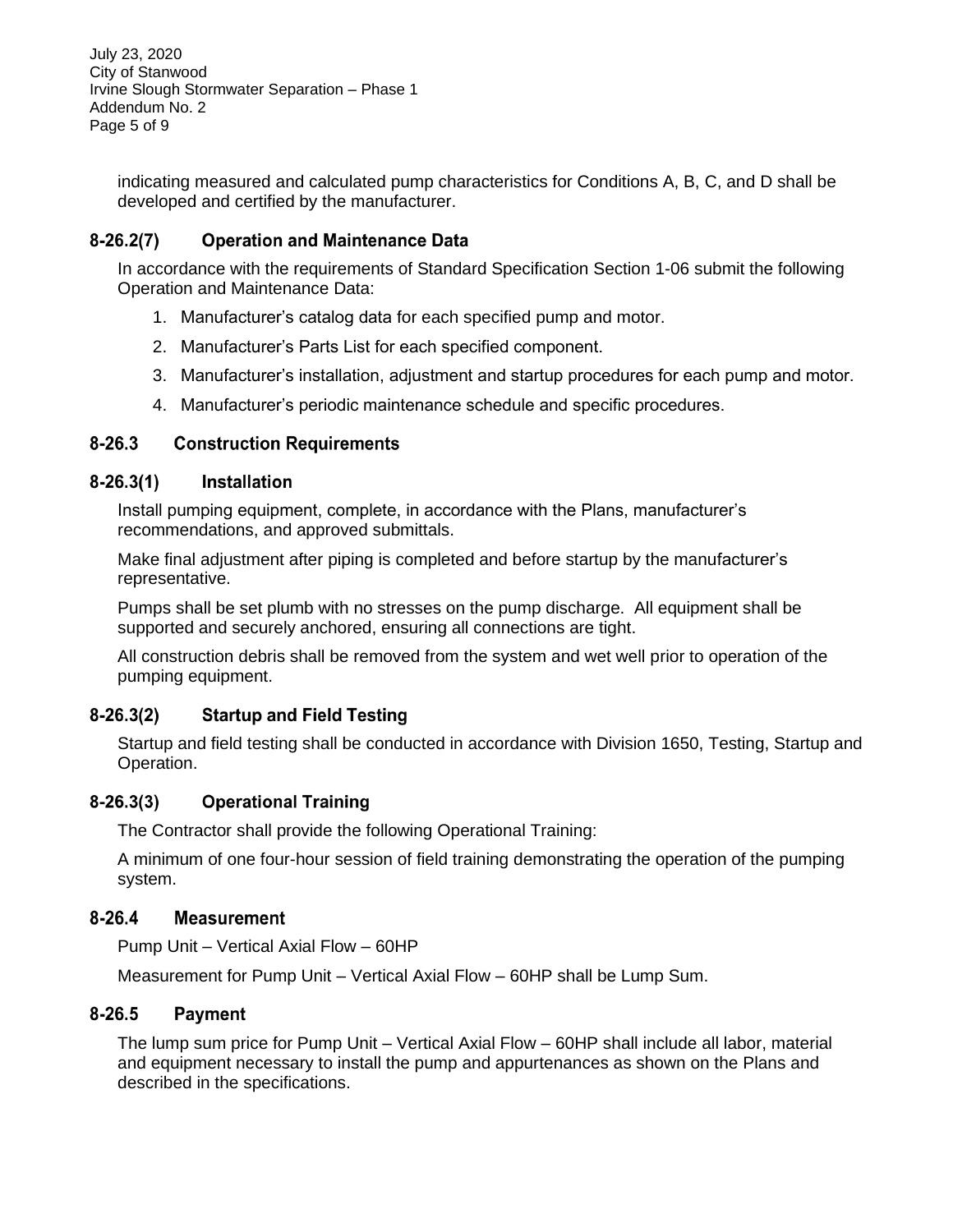indicating measured and calculated pump characteristics for Conditions A, B, C, and D shall be developed and certified by the manufacturer.

### 8-26.2(7) Operation and Maintenance Data

In accordance with the requirements of Standard Specification Section 1-06 submit the following Operation and Maintenance Data:

1. Manufacturer's catalog data for each specified pump and motor.
2. Manufacturer's Parts List for each specified component.
3. Manufacturer's installation, adjustment and startup procedures for each pump and motor.
4. Manufacturer's periodic maintenance schedule and specific procedures.

## 8-26.3 Construction Requirements

### 8-26.3(1) Installation

Install pumping equipment, complete, in accordance with the Plans, manufacturer's recommendations, and approved submittals.

Make final adjustment after piping is completed and before startup by the manufacturer's representative.

Pumps shall be set plumb with no stresses on the pump discharge. All equipment shall be supported and securely anchored, ensuring all connections are tight.

All construction debris shall be removed from the system and wet well prior to operation of the pumping equipment.

### 8-26.3(2) Startup and Field Testing

Startup and field testing shall be conducted in accordance with Division 1650, Testing, Startup and Operation.

### 8-26.3(3) Operational Training

The Contractor shall provide the following Operational Training:

A minimum of one four-hour session of field training demonstrating the operation of the pumping system.

## 8-26.4 Measurement

Pump Unit – Vertical Axial Flow – 60HP

Measurement for Pump Unit – Vertical Axial Flow – 60HP shall be Lump Sum.

## 8-26.5 Payment

The lump sum price for Pump Unit – Vertical Axial Flow – 60HP shall include all labor, material and equipment necessary to install the pump and appurtenances as shown on the Plans and described in the specifications.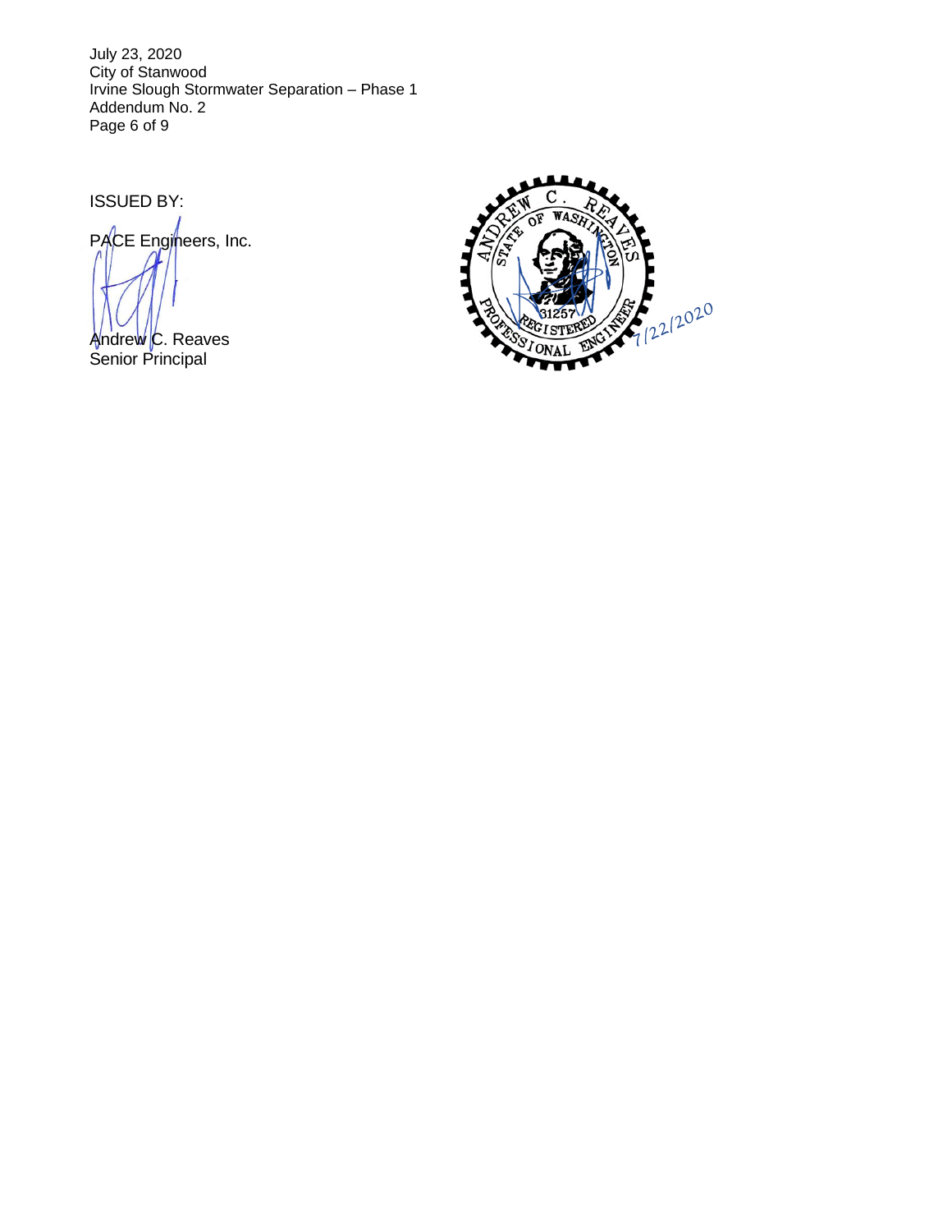ISSUED BY:

PACE Engineers, Inc.

Andrew C. Reaves
Senior Principal

ANDREW C. REAVES
STATE OF WASHINGTON
31257
REGISTERED
PROFESSIONAL ENGINEER

7/22/2020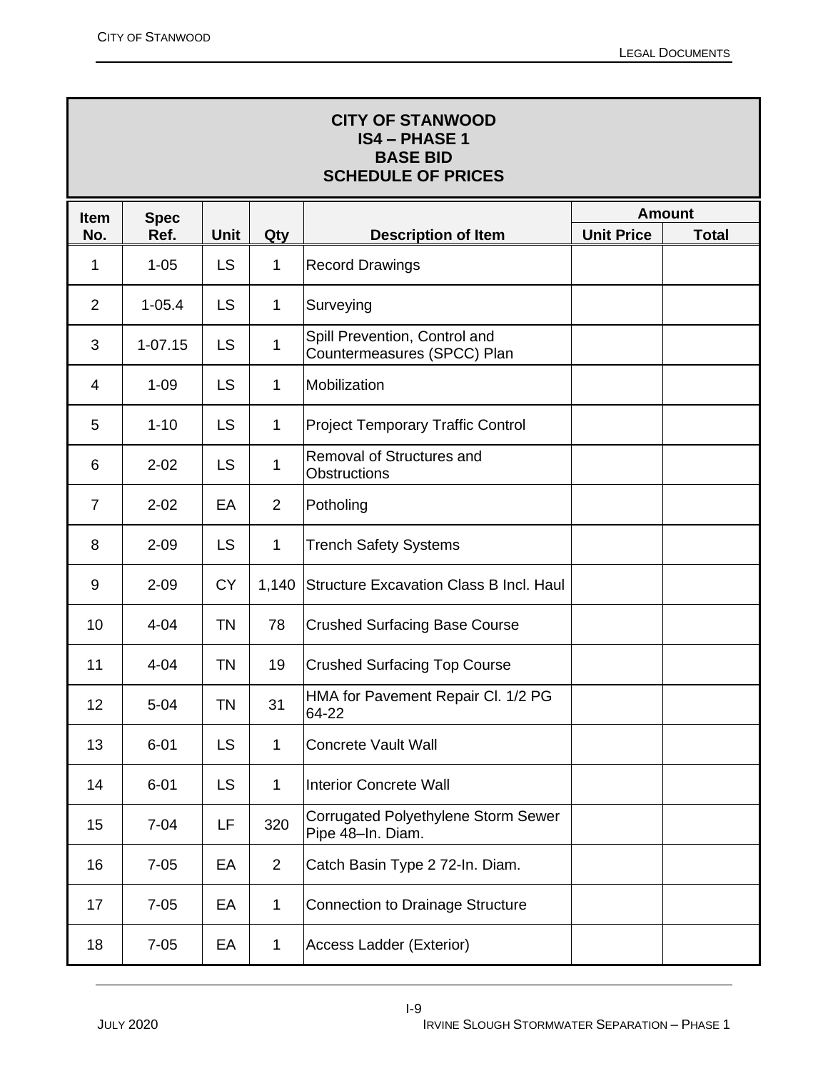## CITY OF STANWOOD
## IS4 – PHASE 1
## BASE BID
## SCHEDULE OF PRICES

| Item No. | Spec Ref. | Unit | Qty | Description of Item | Amount | |
|---|---|---|---|---|---|---|
| | | | | | Unit Price | Total |
| 1 | 1-05 | LS | 1 | Record Drawings | | |
| 2 | 1-05.4 | LS | 1 | Surveying | | |
| 3 | 1-07.15 | LS | 1 | Spill Prevention, Control and Countermeasures (SPCC) Plan | | |
| 4 | 1-09 | LS | 1 | Mobilization | | |
| 5 | 1-10 | LS | 1 | Project Temporary Traffic Control | | |
| 6 | 2-02 | LS | 1 | Removal of Structures and Obstructions | | |
| 7 | 2-02 | EA | 2 | Potholing | | |
| 8 | 2-09 | LS | 1 | Trench Safety Systems | | |
| 9 | 2-09 | CY | 1,140 | Structure Excavation Class B Incl. Haul | | |
| 10 | 4-04 | TN | 78 | Crushed Surfacing Base Course | | |
| 11 | 4-04 | TN | 19 | Crushed Surfacing Top Course | | |
| 12 | 5-04 | TN | 31 | HMA for Pavement Repair Cl. 1/2 PG 64-22 | | |
| 13 | 6-01 | LS | 1 | Concrete Vault Wall | | |
| 14 | 6-01 | LS | 1 | Interior Concrete Wall | | |
| 15 | 7-04 | LF | 320 | Corrugated Polyethylene Storm Sewer Pipe 48–In. Diam. | | |
| 16 | 7-05 | EA | 2 | Catch Basin Type 2 72-In. Diam. | | |
| 17 | 7-05 | EA | 1 | Connection to Drainage Structure | | |
| 18 | 7-05 | EA | 1 | Access Ladder (Exterior) | | |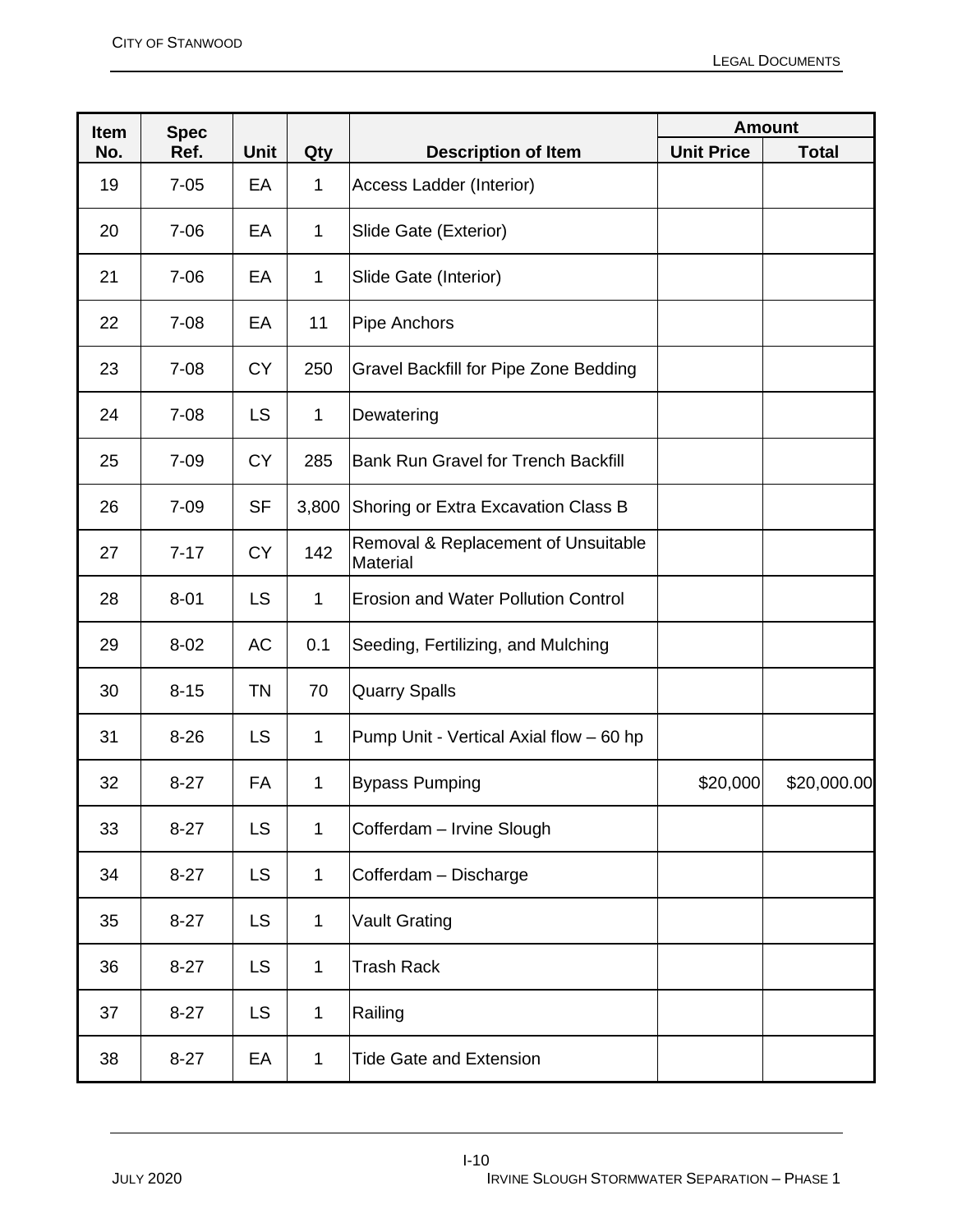| Item No. | Spec Ref. | Unit | Qty | Description of Item | Amount | |
|---|---|---|---|---|---|---|
| | | | | | Unit Price | Total |
| 19 | 7-05 | EA | 1 | Access Ladder (Interior) | | |
| 20 | 7-06 | EA | 1 | Slide Gate (Exterior) | | |
| 21 | 7-06 | EA | 1 | Slide Gate (Interior) | | |
| 22 | 7-08 | EA | 11 | Pipe Anchors | | |
| 23 | 7-08 | CY | 250 | Gravel Backfill for Pipe Zone Bedding | | |
| 24 | 7-08 | LS | 1 | Dewatering | | |
| 25 | 7-09 | CY | 285 | Bank Run Gravel for Trench Backfill | | |
| 26 | 7-09 | SF | 3,800 | Shoring or Extra Excavation Class B | | |
| 27 | 7-17 | CY | 142 | Removal & Replacement of Unsuitable Material | | |
| 28 | 8-01 | LS | 1 | Erosion and Water Pollution Control | | |
| 29 | 8-02 | AC | 0.1 | Seeding, Fertilizing, and Mulching | | |
| 30 | 8-15 | TN | 70 | Quarry Spalls | | |
| 31 | 8-26 | LS | 1 | Pump Unit - Vertical Axial flow – 60 hp | | |
| 32 | 8-27 | FA | 1 | Bypass Pumping | $20,000 | $20,000.00 |
| 33 | 8-27 | LS | 1 | Cofferdam – Irvine Slough | | |
| 34 | 8-27 | LS | 1 | Cofferdam – Discharge | | |
| 35 | 8-27 | LS | 1 | Vault Grating | | |
| 36 | 8-27 | LS | 1 | Trash Rack | | |
| 37 | 8-27 | LS | 1 | Railing | | |
| 38 | 8-27 | EA | 1 | Tide Gate and Extension | | |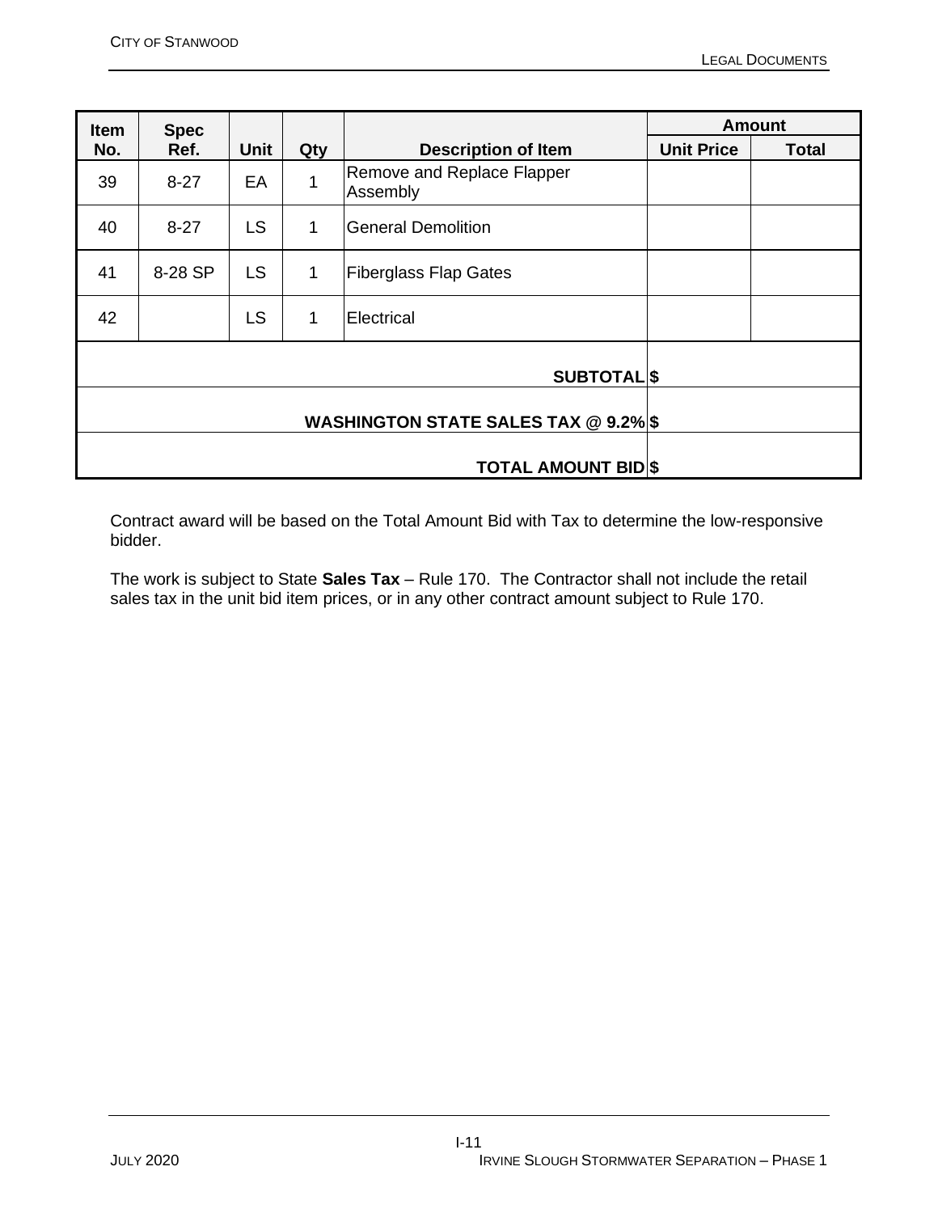| Item No. | Spec Ref. | Unit | Qty | Description of Item | Amount | |
|---|---|---|---|---|---|---|
| | | | | | Unit Price | Total |
| 39 | 8-27 | EA | 1 | Remove and Replace Flapper Assembly | | |
| 40 | 8-27 | LS | 1 | General Demolition | | |
| 41 | 8-28 SP | LS | 1 | Fiberglass Flap Gates | | |
| 42 | | LS | 1 | Electrical | | |
| | | | | **SUBTOTAL** | **$** | |
| | | | | **WASHINGTON STATE SALES TAX @ 9.2%** | **$** | |
| | | | | **TOTAL AMOUNT BID** | **$** | |

Contract award will be based on the Total Amount Bid with Tax to determine the low-responsive bidder.

The work is subject to State **Sales Tax** – Rule 170. The Contractor shall not include the retail sales tax in the unit bid item prices, or in any other contract amount subject to Rule 170.